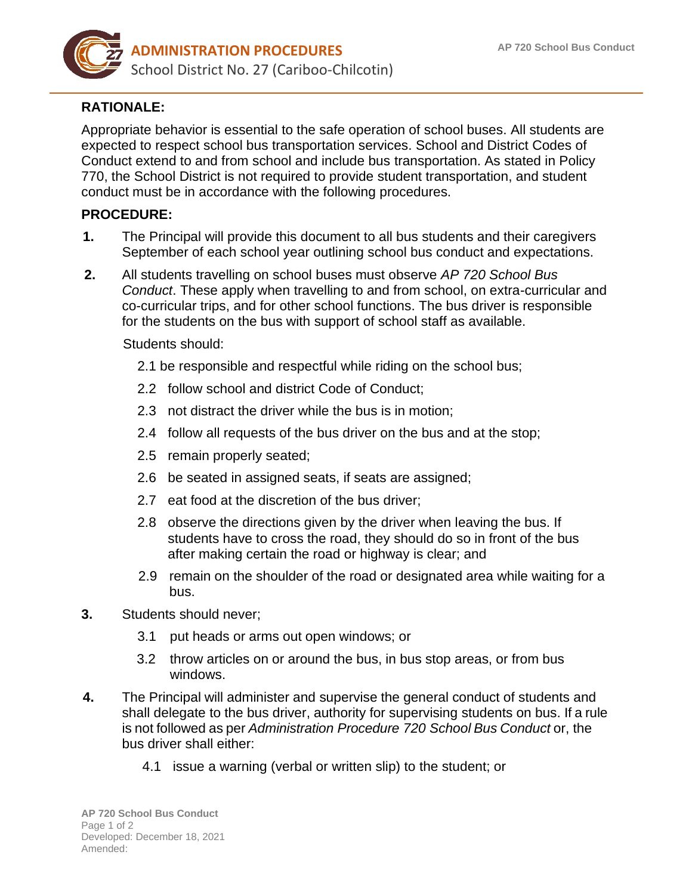# ADMINISTRATION PROCEDURES

School District No. 27 (Cariboo-Chilcotin)

## AP 720 School Bus Conduct

**RATIONALE:**

Appropriate behavior is essential to the safe operation of school buses. All students are expected to respect school bus transportation services. School and District Codes of Conduct extend to and from school and include bus transportation. As stated in Policy 770, the School District is not required to provide student transportation, and student conduct must be in accordance with the following procedures.

**PROCEDURE:**

1. The Principal will provide this document to all bus students and their caregivers September of each school year outlining school bus conduct and expectations.

2. All students travelling on school buses must observe *AP 720 School Bus Conduct*. These apply when travelling to and from school, on extra-curricular and co-curricular trips, and for other school functions. The bus driver is responsible for the students on the bus with support of school staff as available.

   Students should:

   2.1 be responsible and respectful while riding on the school bus;

   2.2 follow school and district Code of Conduct;

   2.3 not distract the driver while the bus is in motion;

   2.4 follow all requests of the bus driver on the bus and at the stop;

   2.5 remain properly seated;

   2.6 be seated in assigned seats, if seats are assigned;

   2.7 eat food at the discretion of the bus driver;

   2.8 observe the directions given by the driver when leaving the bus. If students have to cross the road, they should do so in front of the bus after making certain the road or highway is clear; and

   2.9 remain on the shoulder of the road or designated area while waiting for a bus.

3. Students should never;

   3.1 put heads or arms out open windows; or

   3.2 throw articles on or around the bus, in bus stop areas, or from bus windows.

4. The Principal will administer and supervise the general conduct of students and shall delegate to the bus driver, authority for supervising students on bus. If a rule is not followed as per *Administration Procedure 720 School Bus Conduct* or, the bus driver shall either:

   4.1 issue a warning (verbal or written slip) to the student; or

Developed: December 18, 2021
Amended: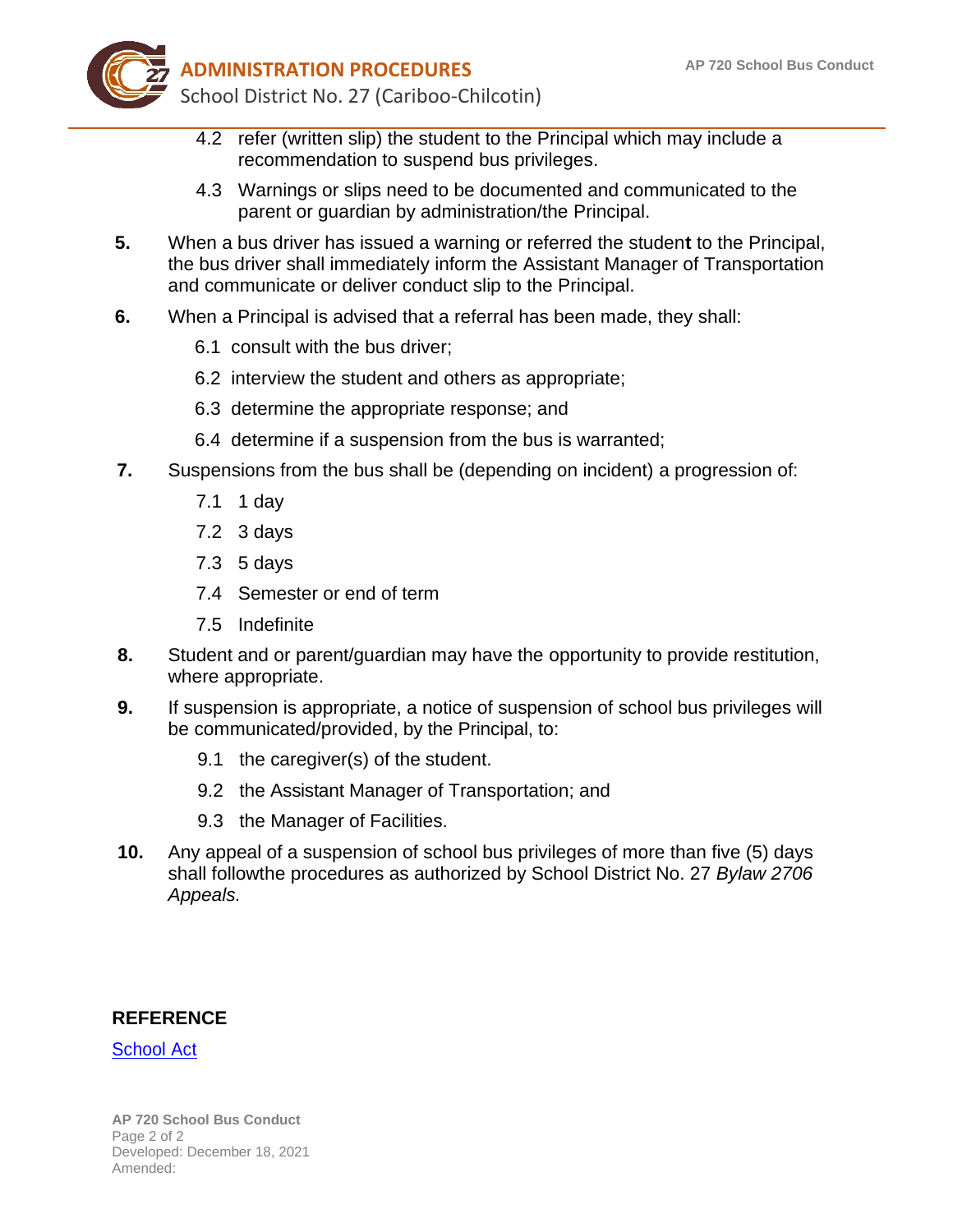4.2 refer (written slip) the student to the Principal which may include a recommendation to suspend bus privileges.

4.3 Warnings or slips need to be documented and communicated to the parent or guardian by administration/the Principal.

**5.** When a bus driver has issued a warning or referred the student to the Principal, the bus driver shall immediately inform the Assistant Manager of Transportation and communicate or deliver conduct slip to the Principal.

**6.** When a Principal is advised that a referral has been made, they shall:

6.1 consult with the bus driver;

6.2 interview the student and others as appropriate;

6.3 determine the appropriate response; and

6.4 determine if a suspension from the bus is warranted;

**7.** Suspensions from the bus shall be (depending on incident) a progression of:

7.1 1 day

7.2 3 days

7.3 5 days

7.4 Semester or end of term

7.5 Indefinite

**8.** Student and or parent/guardian may have the opportunity to provide restitution, where appropriate.

**9.** If suspension is appropriate, a notice of suspension of school bus privileges will be communicated/provided, by the Principal, to:

9.1 the caregiver(s) of the student.

9.2 the Assistant Manager of Transportation; and

9.3 the Manager of Facilities.

**10.** Any appeal of a suspension of school bus privileges of more than five (5) days shall followthe procedures as authorized by School District No. 27 *Bylaw 2706 Appeals.*

## REFERENCE

School Act

AP 720 School Bus Conduct
Developed: December 18, 2021
Amended: